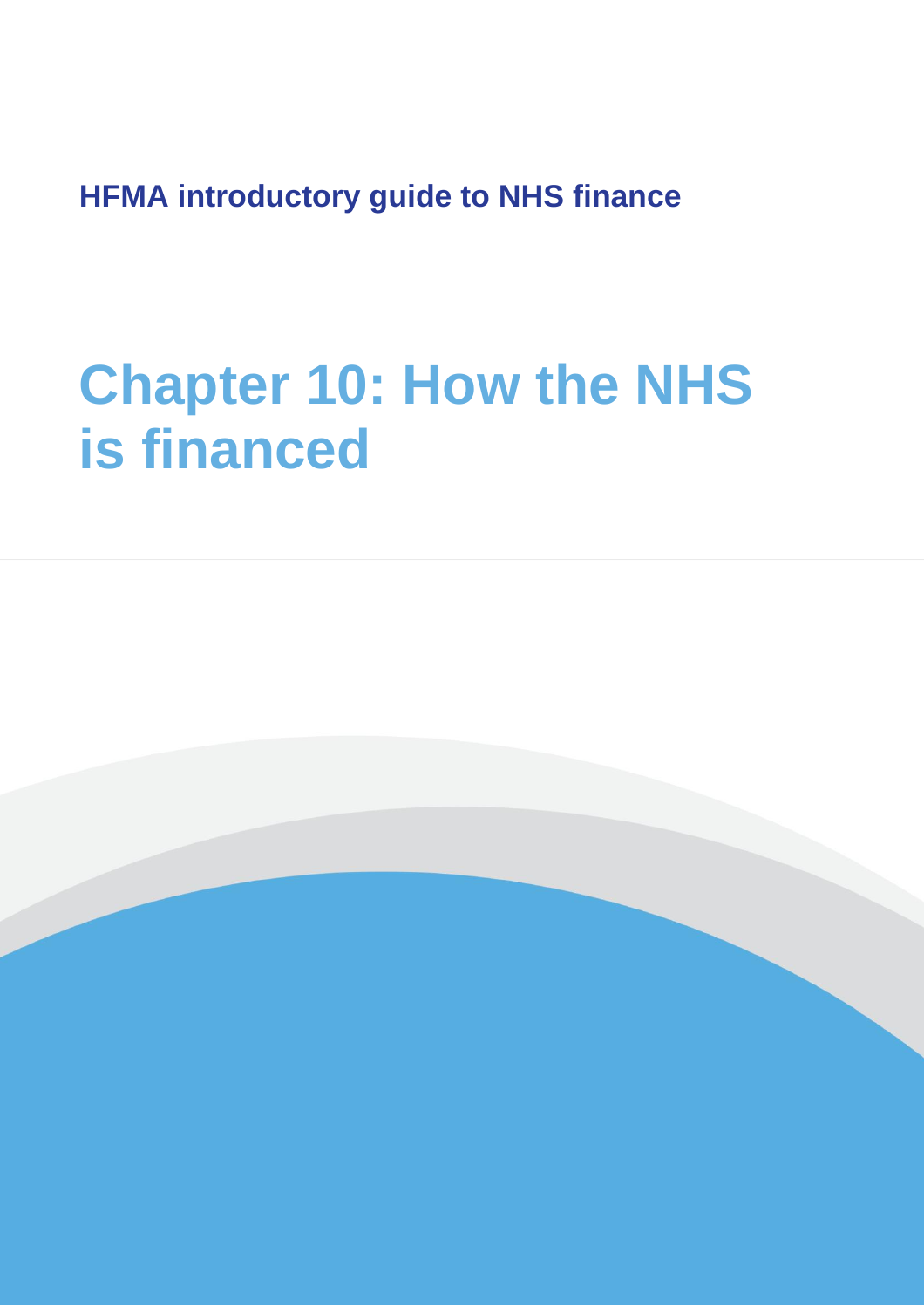**HFMA introductory guide to NHS finance**

# Chapter 10: How the NHS is financed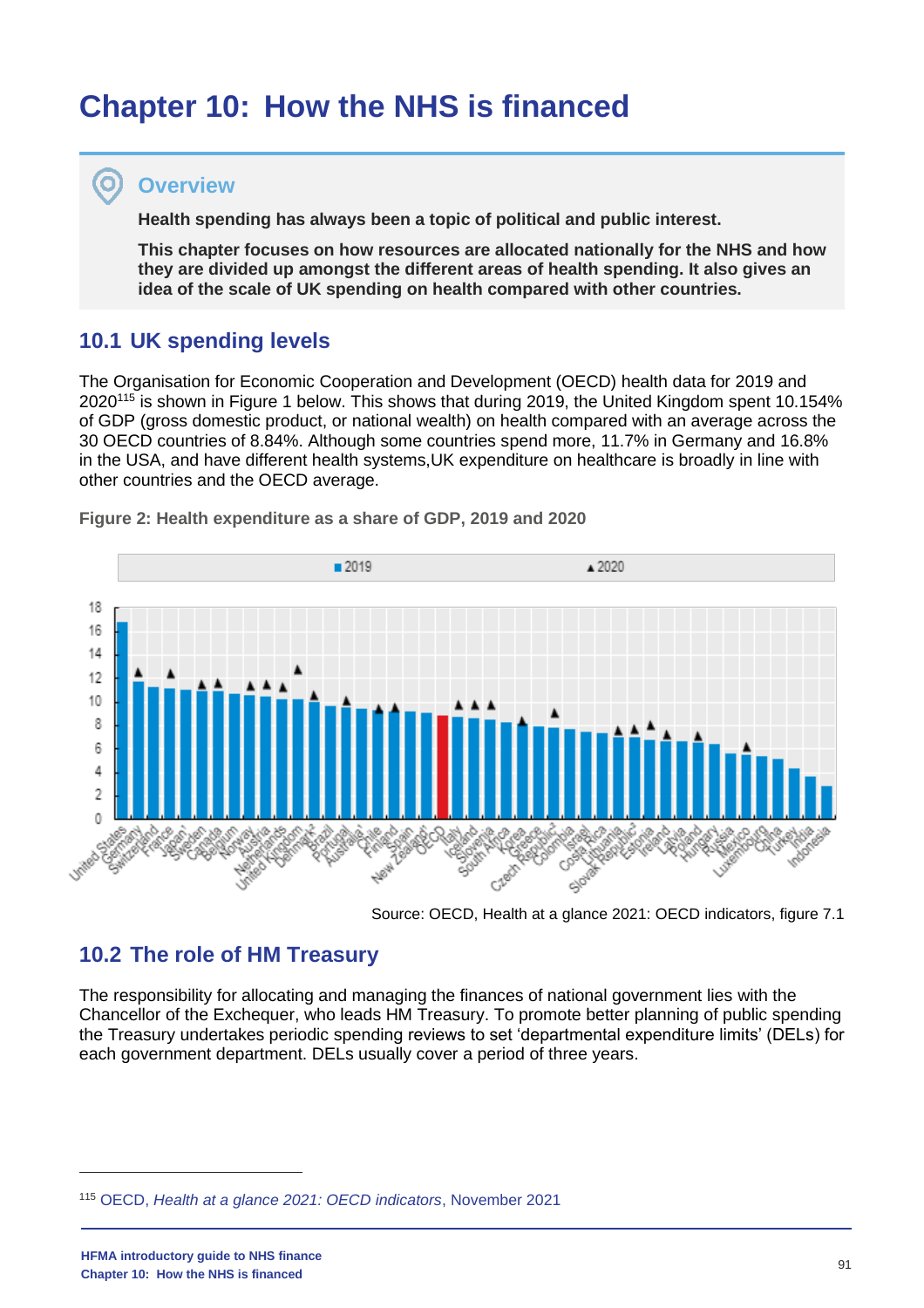# Chapter 10: How the NHS is financed

## Overview

**Health spending has always been a topic of political and public interest.**

**This chapter focuses on how resources are allocated nationally for the NHS and how they are divided up amongst the different areas of health spending. It also gives an idea of the scale of UK spending on health compared with other countries.**

## 10.1 UK spending levels

The Organisation for Economic Cooperation and Development (OECD) health data for 2019 and 2020[115] is shown in Figure 1 below. This shows that during 2019, the United Kingdom spent 10.154% of GDP (gross domestic product, or national wealth) on health compared with an average across the 30 OECD countries of 8.84%. Although some countries spend more, 11.7% in Germany and 16.8% in the USA, and have different health systems,UK expenditure on healthcare is broadly in line with other countries and the OECD average.

**Figure 2: Health expenditure as a share of GDP, 2019 and 2020**

Source: OECD, Health at a glance 2021: OECD indicators, figure 7.1

## 10.2 The role of HM Treasury

The responsibility for allocating and managing the finances of national government lies with the Chancellor of the Exchequer, who leads HM Treasury. To promote better planning of public spending the Treasury undertakes periodic spending reviews to set 'departmental expenditure limits' (DELs) for each government department. DELs usually cover a period of three years.

---

[115] OECD, *Health at a glance 2021: OECD indicators*, November 2021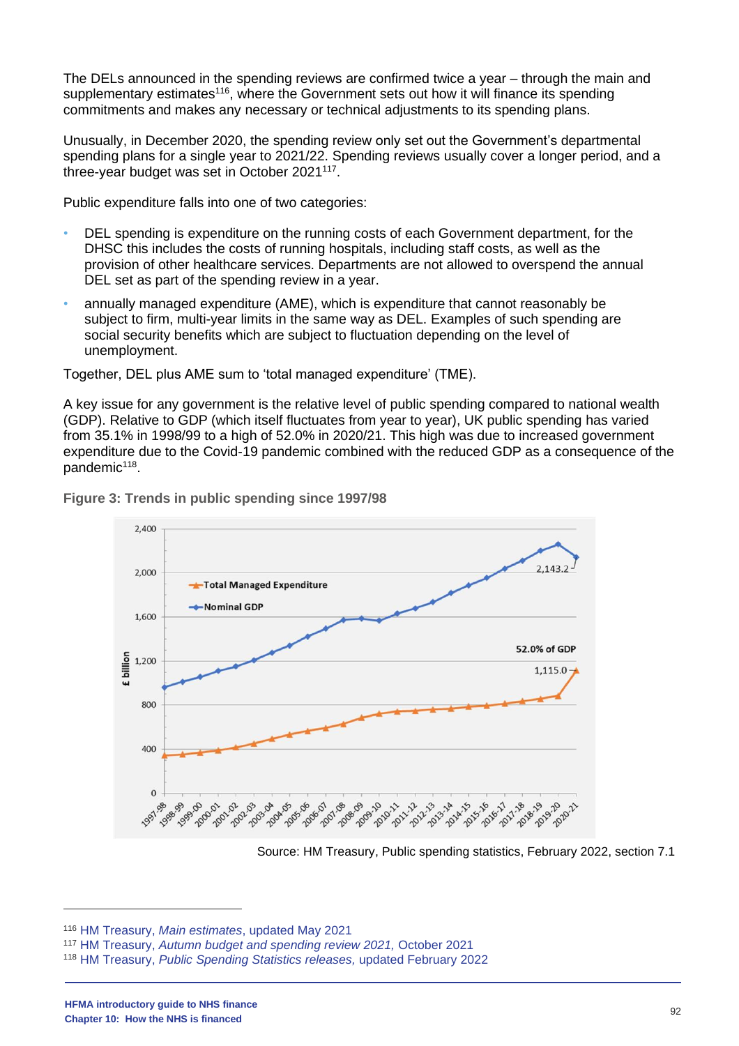The DELs announced in the spending reviews are confirmed twice a year – through the main and supplementary estimates[116], where the Government sets out how it will finance its spending commitments and makes any necessary or technical adjustments to its spending plans.

Unusually, in December 2020, the spending review only set out the Government's departmental spending plans for a single year to 2021/22. Spending reviews usually cover a longer period, and a three-year budget was set in October 2021[117].

Public expenditure falls into one of two categories:

- DEL spending is expenditure on the running costs of each Government department, for the DHSC this includes the costs of running hospitals, including staff costs, as well as the provision of other healthcare services. Departments are not allowed to overspend the annual DEL set as part of the spending review in a year.
- annually managed expenditure (AME), which is expenditure that cannot reasonably be subject to firm, multi-year limits in the same way as DEL. Examples of such spending are social security benefits which are subject to fluctuation depending on the level of unemployment.

Together, DEL plus AME sum to 'total managed expenditure' (TME).

A key issue for any government is the relative level of public spending compared to national wealth (GDP). Relative to GDP (which itself fluctuates from year to year), UK public spending has varied from 35.1% in 1998/99 to a high of 52.0% in 2020/21. This high was due to increased government expenditure due to the Covid-19 pandemic combined with the reduced GDP as a consequence of the pandemic[118].

**Figure 3: Trends in public spending since 1997/98**

Source: HM Treasury, Public spending statistics, February 2022, section 7.1

---

[116] HM Treasury, *Main estimates*, updated May 2021

[117] HM Treasury, *Autumn budget and spending review 2021,* October 2021

[118] HM Treasury, *Public Spending Statistics releases,* updated February 2022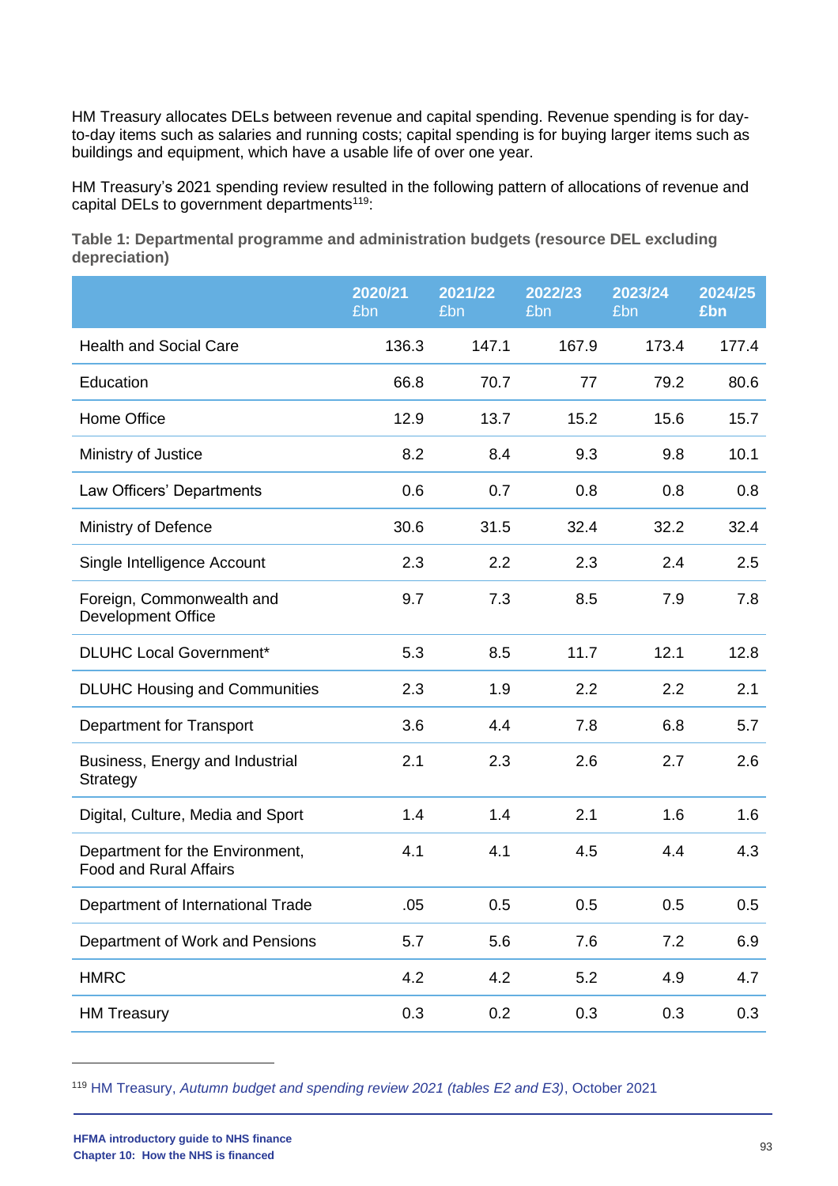HM Treasury allocates DELs between revenue and capital spending. Revenue spending is for day-to-day items such as salaries and running costs; capital spending is for buying larger items such as buildings and equipment, which have a usable life of over one year.

HM Treasury's 2021 spending review resulted in the following pattern of allocations of revenue and capital DELs to government departments[119]:

**Table 1: Departmental programme and administration budgets (resource DEL excluding depreciation)**

| | 2020/21 £bn | 2021/22 £bn | 2022/23 £bn | 2023/24 £bn | 2024/25 £bn |
|---|---|---|---|---|---|
| Health and Social Care | 136.3 | 147.1 | 167.9 | 173.4 | 177.4 |
| Education | 66.8 | 70.7 | 77 | 79.2 | 80.6 |
| Home Office | 12.9 | 13.7 | 15.2 | 15.6 | 15.7 |
| Ministry of Justice | 8.2 | 8.4 | 9.3 | 9.8 | 10.1 |
| Law Officers' Departments | 0.6 | 0.7 | 0.8 | 0.8 | 0.8 |
| Ministry of Defence | 30.6 | 31.5 | 32.4 | 32.2 | 32.4 |
| Single Intelligence Account | 2.3 | 2.2 | 2.3 | 2.4 | 2.5 |
| Foreign, Commonwealth and Development Office | 9.7 | 7.3 | 8.5 | 7.9 | 7.8 |
| DLUHC Local Government* | 5.3 | 8.5 | 11.7 | 12.1 | 12.8 |
| DLUHC Housing and Communities | 2.3 | 1.9 | 2.2 | 2.2 | 2.1 |
| Department for Transport | 3.6 | 4.4 | 7.8 | 6.8 | 5.7 |
| Business, Energy and Industrial Strategy | 2.1 | 2.3 | 2.6 | 2.7 | 2.6 |
| Digital, Culture, Media and Sport | 1.4 | 1.4 | 2.1 | 1.6 | 1.6 |
| Department for the Environment, Food and Rural Affairs | 4.1 | 4.1 | 4.5 | 4.4 | 4.3 |
| Department of International Trade | .05 | 0.5 | 0.5 | 0.5 | 0.5 |
| Department of Work and Pensions | 5.7 | 5.6 | 7.6 | 7.2 | 6.9 |
| HMRC | 4.2 | 4.2 | 5.2 | 4.9 | 4.7 |
| HM Treasury | 0.3 | 0.2 | 0.3 | 0.3 | 0.3 |

[119] HM Treasury, *Autumn budget and spending review 2021 (tables E2 and E3)*, October 2021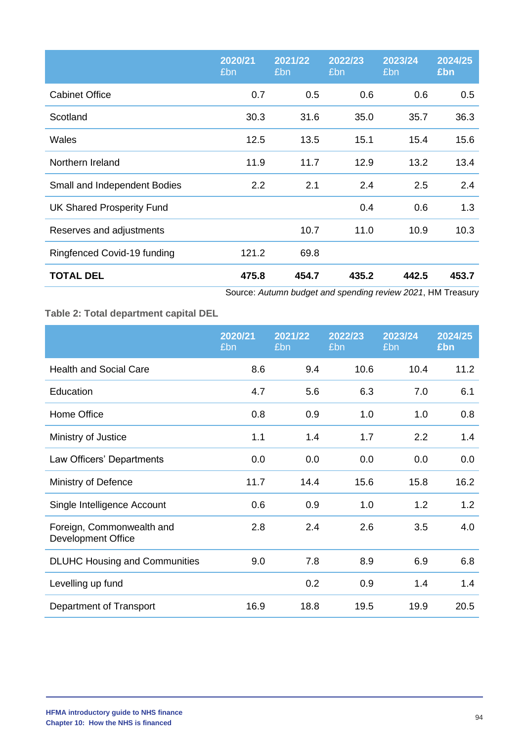| | 2020/21 £bn | 2021/22 £bn | 2022/23 £bn | 2023/24 £bn | 2024/25 £bn |
|---|---|---|---|---|---|
| Cabinet Office | 0.7 | 0.5 | 0.6 | 0.6 | 0.5 |
| Scotland | 30.3 | 31.6 | 35.0 | 35.7 | 36.3 |
| Wales | 12.5 | 13.5 | 15.1 | 15.4 | 15.6 |
| Northern Ireland | 11.9 | 11.7 | 12.9 | 13.2 | 13.4 |
| Small and Independent Bodies | 2.2 | 2.1 | 2.4 | 2.5 | 2.4 |
| UK Shared Prosperity Fund | | | 0.4 | 0.6 | 1.3 |
| Reserves and adjustments | | 10.7 | 11.0 | 10.9 | 10.3 |
| Ringfenced Covid-19 funding | 121.2 | 69.8 | | | |
| **TOTAL DEL** | **475.8** | **454.7** | **435.2** | **442.5** | **453.7** |

Source: *Autumn budget and spending review 2021*, HM Treasury

**Table 2: Total department capital DEL**

| | 2020/21 £bn | 2021/22 £bn | 2022/23 £bn | 2023/24 £bn | 2024/25 £bn |
|---|---|---|---|---|---|
| Health and Social Care | 8.6 | 9.4 | 10.6 | 10.4 | 11.2 |
| Education | 4.7 | 5.6 | 6.3 | 7.0 | 6.1 |
| Home Office | 0.8 | 0.9 | 1.0 | 1.0 | 0.8 |
| Ministry of Justice | 1.1 | 1.4 | 1.7 | 2.2 | 1.4 |
| Law Officers' Departments | 0.0 | 0.0 | 0.0 | 0.0 | 0.0 |
| Ministry of Defence | 11.7 | 14.4 | 15.6 | 15.8 | 16.2 |
| Single Intelligence Account | 0.6 | 0.9 | 1.0 | 1.2 | 1.2 |
| Foreign, Commonwealth and Development Office | 2.8 | 2.4 | 2.6 | 3.5 | 4.0 |
| DLUHC Housing and Communities | 9.0 | 7.8 | 8.9 | 6.9 | 6.8 |
| Levelling up fund | | 0.2 | 0.9 | 1.4 | 1.4 |
| Department of Transport | 16.9 | 18.8 | 19.5 | 19.9 | 20.5 |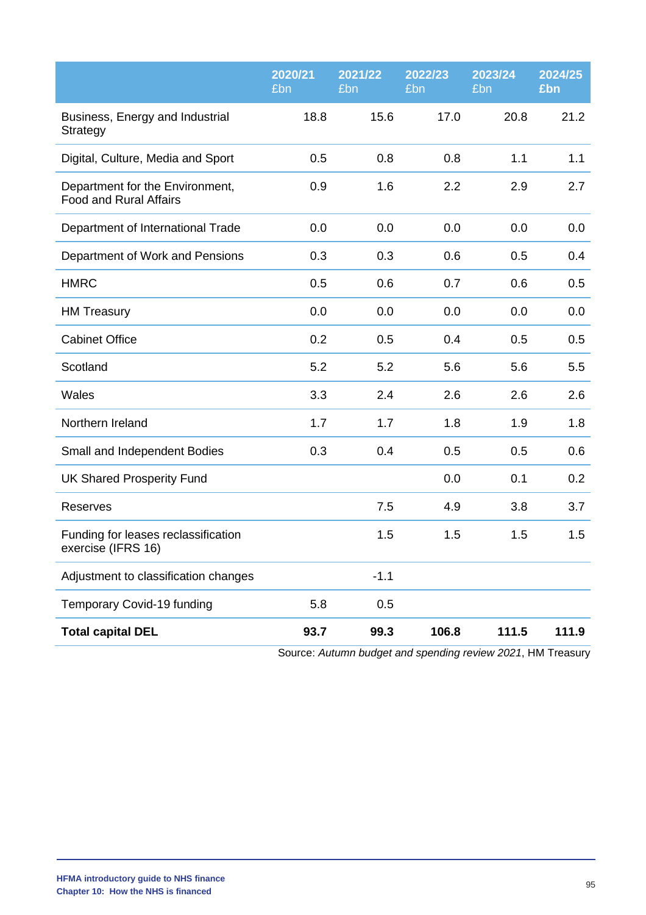| | 2020/21 £bn | 2021/22 £bn | 2022/23 £bn | 2023/24 £bn | 2024/25 £bn |
|---|---|---|---|---|---|
| Business, Energy and Industrial Strategy | 18.8 | 15.6 | 17.0 | 20.8 | 21.2 |
| Digital, Culture, Media and Sport | 0.5 | 0.8 | 0.8 | 1.1 | 1.1 |
| Department for the Environment, Food and Rural Affairs | 0.9 | 1.6 | 2.2 | 2.9 | 2.7 |
| Department of International Trade | 0.0 | 0.0 | 0.0 | 0.0 | 0.0 |
| Department of Work and Pensions | 0.3 | 0.3 | 0.6 | 0.5 | 0.4 |
| HMRC | 0.5 | 0.6 | 0.7 | 0.6 | 0.5 |
| HM Treasury | 0.0 | 0.0 | 0.0 | 0.0 | 0.0 |
| Cabinet Office | 0.2 | 0.5 | 0.4 | 0.5 | 0.5 |
| Scotland | 5.2 | 5.2 | 5.6 | 5.6 | 5.5 |
| Wales | 3.3 | 2.4 | 2.6 | 2.6 | 2.6 |
| Northern Ireland | 1.7 | 1.7 | 1.8 | 1.9 | 1.8 |
| Small and Independent Bodies | 0.3 | 0.4 | 0.5 | 0.5 | 0.6 |
| UK Shared Prosperity Fund | | | 0.0 | 0.1 | 0.2 |
| Reserves | | 7.5 | 4.9 | 3.8 | 3.7 |
| Funding for leases reclassification exercise (IFRS 16) | | 1.5 | 1.5 | 1.5 | 1.5 |
| Adjustment to classification changes | | -1.1 | | | |
| Temporary Covid-19 funding | 5.8 | 0.5 | | | |
| **Total capital DEL** | **93.7** | **99.3** | **106.8** | **111.5** | **111.9** |

Source: *Autumn budget and spending review 2021*, HM Treasury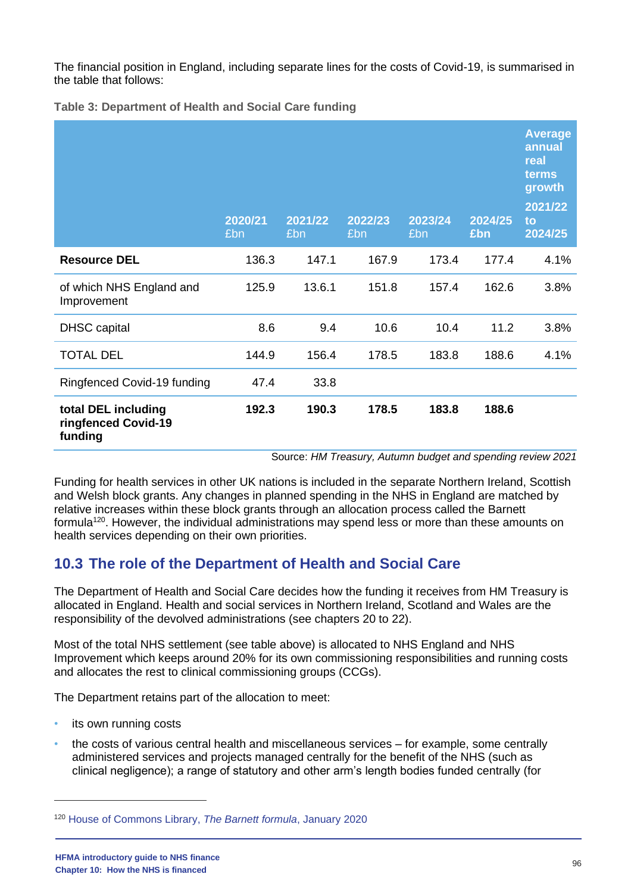The financial position in England, including separate lines for the costs of Covid-19, is summarised in the table that follows:

**Table 3: Department of Health and Social Care funding**

| | 2020/21 £bn | 2021/22 £bn | 2022/23 £bn | 2023/24 £bn | 2024/25 £bn | Average annual real terms growth 2021/22 to 2024/25 |
|---|---|---|---|---|---|---|
| **Resource DEL** | 136.3 | 147.1 | 167.9 | 173.4 | 177.4 | 4.1% |
| of which NHS England and Improvement | 125.9 | 13.6.1 | 151.8 | 157.4 | 162.6 | 3.8% |
| DHSC capital | 8.6 | 9.4 | 10.6 | 10.4 | 11.2 | 3.8% |
| TOTAL DEL | 144.9 | 156.4 | 178.5 | 183.8 | 188.6 | 4.1% |
| Ringfenced Covid-19 funding | 47.4 | 33.8 | | | | |
| **total DEL including ringfenced Covid-19 funding** | **192.3** | **190.3** | **178.5** | **183.8** | **188.6** | |

Source: *HM Treasury, Autumn budget and spending review 2021*

Funding for health services in other UK nations is included in the separate Northern Ireland, Scottish and Welsh block grants. Any changes in planned spending in the NHS in England are matched by relative increases within these block grants through an allocation process called the Barnett formula[120]. However, the individual administrations may spend less or more than these amounts on health services depending on their own priorities.

## 10.3 The role of the Department of Health and Social Care

The Department of Health and Social Care decides how the funding it receives from HM Treasury is allocated in England. Health and social services in Northern Ireland, Scotland and Wales are the responsibility of the devolved administrations (see chapters 20 to 22).

Most of the total NHS settlement (see table above) is allocated to NHS England and NHS Improvement which keeps around 20% for its own commissioning responsibilities and running costs and allocates the rest to clinical commissioning groups (CCGs).

The Department retains part of the allocation to meet:

- its own running costs
- the costs of various central health and miscellaneous services – for example, some centrally administered services and projects managed centrally for the benefit of the NHS (such as clinical negligence); a range of statutory and other arm's length bodies funded centrally (for

[120] House of Commons Library, *The Barnett formula*, January 2020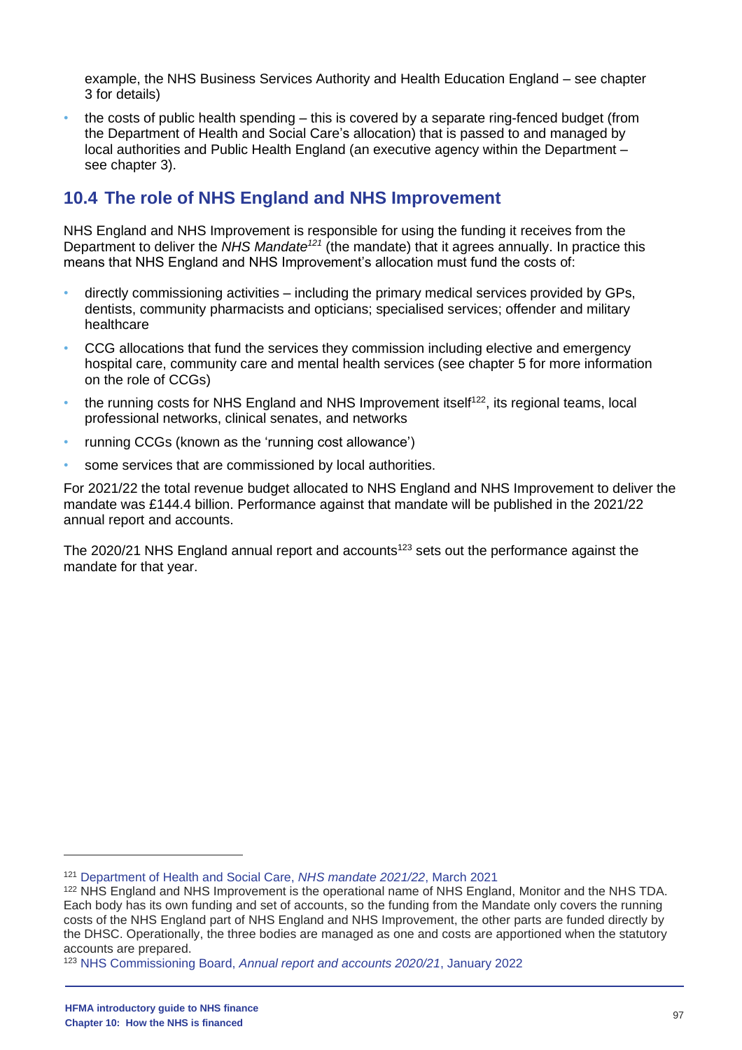example, the NHS Business Services Authority and Health Education England – see chapter 3 for details)

- the costs of public health spending – this is covered by a separate ring-fenced budget (from the Department of Health and Social Care's allocation) that is passed to and managed by local authorities and Public Health England (an executive agency within the Department – see chapter 3).

## 10.4 The role of NHS England and NHS Improvement

NHS England and NHS Improvement is responsible for using the funding it receives from the Department to deliver the *NHS Mandate*[121] (the mandate) that it agrees annually. In practice this means that NHS England and NHS Improvement's allocation must fund the costs of:

- directly commissioning activities – including the primary medical services provided by GPs, dentists, community pharmacists and opticians; specialised services; offender and military healthcare
- CCG allocations that fund the services they commission including elective and emergency hospital care, community care and mental health services (see chapter 5 for more information on the role of CCGs)
- the running costs for NHS England and NHS Improvement itself[122], its regional teams, local professional networks, clinical senates, and networks
- running CCGs (known as the 'running cost allowance')
- some services that are commissioned by local authorities.

For 2021/22 the total revenue budget allocated to NHS England and NHS Improvement to deliver the mandate was £144.4 billion. Performance against that mandate will be published in the 2021/22 annual report and accounts.

The 2020/21 NHS England annual report and accounts[123] sets out the performance against the mandate for that year.

---

[121] Department of Health and Social Care, *NHS mandate 2021/22*, March 2021

[122] NHS England and NHS Improvement is the operational name of NHS England, Monitor and the NHS TDA. Each body has its own funding and set of accounts, so the funding from the Mandate only covers the running costs of the NHS England part of NHS England and NHS Improvement, the other parts are funded directly by the DHSC. Operationally, the three bodies are managed as one and costs are apportioned when the statutory accounts are prepared.

[123] NHS Commissioning Board, *Annual report and accounts 2020/21*, January 2022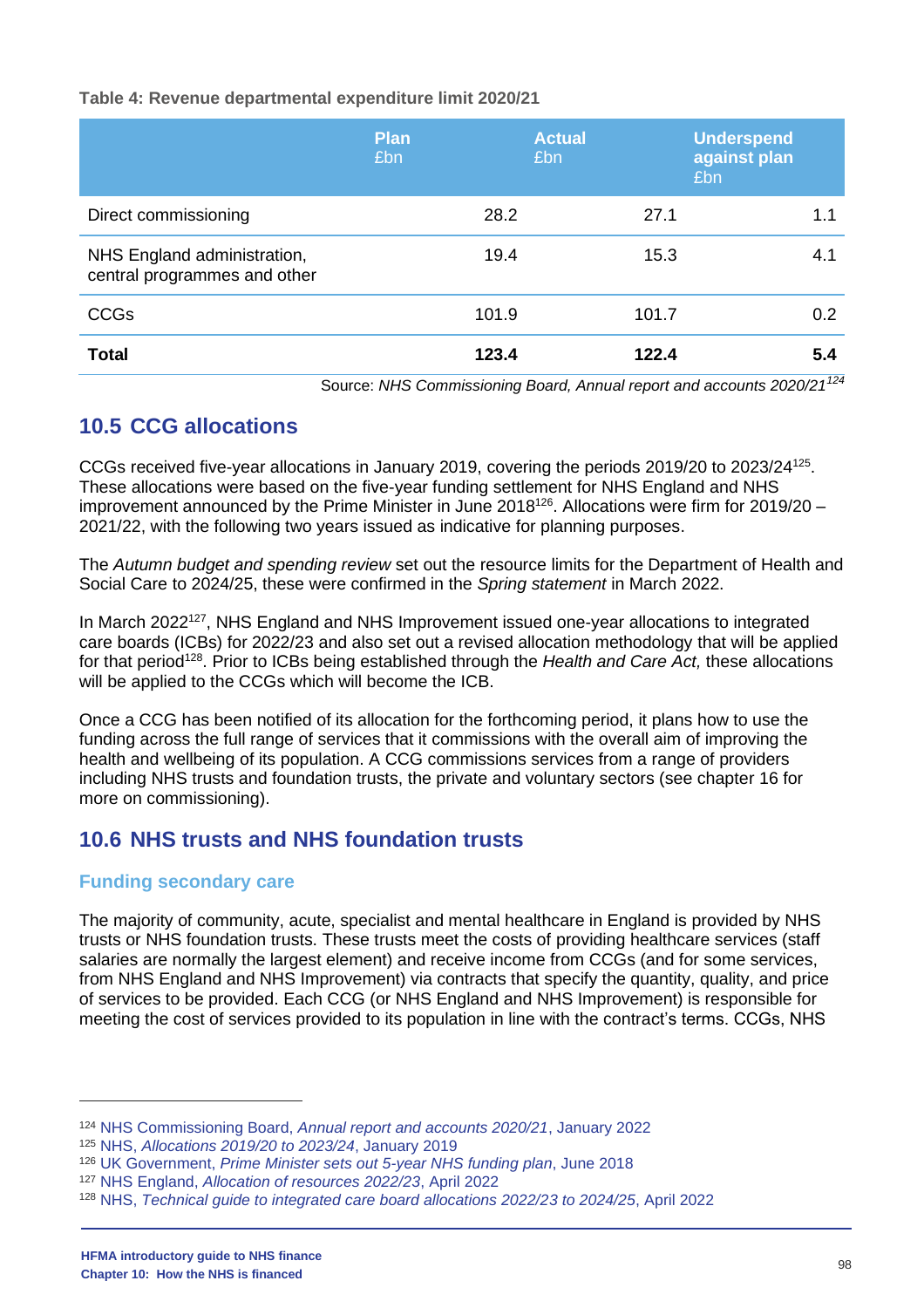**Table 4: Revenue departmental expenditure limit 2020/21**

| | Plan £bn | Actual £bn | Underspend against plan £bn |
|---|---|---|---|
| Direct commissioning | 28.2 | 27.1 | 1.1 |
| NHS England administration, central programmes and other | 19.4 | 15.3 | 4.1 |
| CCGs | 101.9 | 101.7 | 0.2 |
| **Total** | **123.4** | **122.4** | **5.4** |

Source: *NHS Commissioning Board, Annual report and accounts 2020/21*[124]

## 10.5 CCG allocations

CCGs received five-year allocations in January 2019, covering the periods 2019/20 to 2023/24[125]. These allocations were based on the five-year funding settlement for NHS England and NHS improvement announced by the Prime Minister in June 2018[126]. Allocations were firm for 2019/20 – 2021/22, with the following two years issued as indicative for planning purposes.

The *Autumn budget and spending review* set out the resource limits for the Department of Health and Social Care to 2024/25, these were confirmed in the *Spring statement* in March 2022.

In March 2022[127], NHS England and NHS Improvement issued one-year allocations to integrated care boards (ICBs) for 2022/23 and also set out a revised allocation methodology that will be applied for that period[128]. Prior to ICBs being established through the *Health and Care Act,* these allocations will be applied to the CCGs which will become the ICB.

Once a CCG has been notified of its allocation for the forthcoming period, it plans how to use the funding across the full range of services that it commissions with the overall aim of improving the health and wellbeing of its population. A CCG commissions services from a range of providers including NHS trusts and foundation trusts, the private and voluntary sectors (see chapter 16 for more on commissioning).

## 10.6 NHS trusts and NHS foundation trusts

### Funding secondary care

The majority of community, acute, specialist and mental healthcare in England is provided by NHS trusts or NHS foundation trusts. These trusts meet the costs of providing healthcare services (staff salaries are normally the largest element) and receive income from CCGs (and for some services, from NHS England and NHS Improvement) via contracts that specify the quantity, quality, and price of services to be provided. Each CCG (or NHS England and NHS Improvement) is responsible for meeting the cost of services provided to its population in line with the contract's terms. CCGs, NHS

---

[124] NHS Commissioning Board, *Annual report and accounts 2020/21*, January 2022

[125] NHS, *Allocations 2019/20 to 2023/24*, January 2019

[126] UK Government, *Prime Minister sets out 5-year NHS funding plan*, June 2018

[127] NHS England, *Allocation of resources 2022/23*, April 2022

[128] NHS, *Technical guide to integrated care board allocations 2022/23 to 2024/25*, April 2022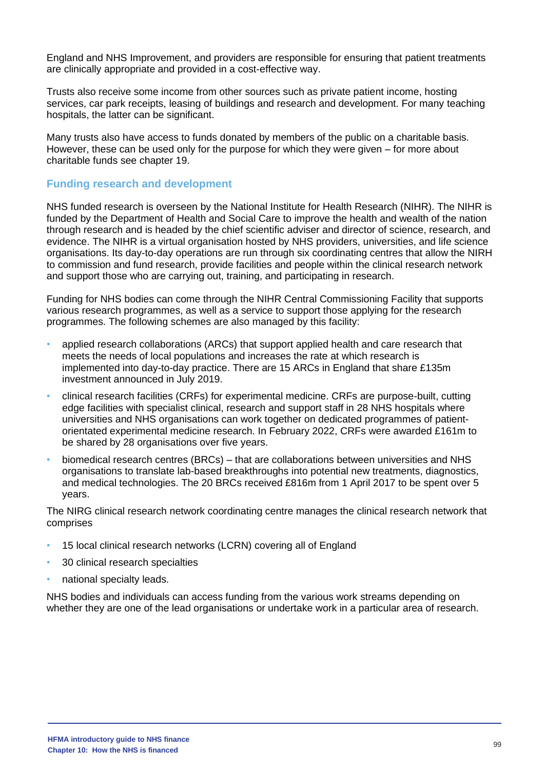England and NHS Improvement, and providers are responsible for ensuring that patient treatments are clinically appropriate and provided in a cost-effective way.

Trusts also receive some income from other sources such as private patient income, hosting services, car park receipts, leasing of buildings and research and development. For many teaching hospitals, the latter can be significant.

Many trusts also have access to funds donated by members of the public on a charitable basis. However, these can be used only for the purpose for which they were given – for more about charitable funds see chapter 19.

### Funding research and development

NHS funded research is overseen by the National Institute for Health Research (NIHR). The NIHR is funded by the Department of Health and Social Care to improve the health and wealth of the nation through research and is headed by the chief scientific adviser and director of science, research, and evidence. The NIHR is a virtual organisation hosted by NHS providers, universities, and life science organisations. Its day-to-day operations are run through six coordinating centres that allow the NIRH to commission and fund research, provide facilities and people within the clinical research network and support those who are carrying out, training, and participating in research.

Funding for NHS bodies can come through the NIHR Central Commissioning Facility that supports various research programmes, as well as a service to support those applying for the research programmes. The following schemes are also managed by this facility:

- applied research collaborations (ARCs) that support applied health and care research that meets the needs of local populations and increases the rate at which research is implemented into day-to-day practice. There are 15 ARCs in England that share £135m investment announced in July 2019.
- clinical research facilities (CRFs) for experimental medicine. CRFs are purpose-built, cutting edge facilities with specialist clinical, research and support staff in 28 NHS hospitals where universities and NHS organisations can work together on dedicated programmes of patient-orientated experimental medicine research. In February 2022, CRFs were awarded £161m to be shared by 28 organisations over five years.
- biomedical research centres (BRCs) – that are collaborations between universities and NHS organisations to translate lab-based breakthroughs into potential new treatments, diagnostics, and medical technologies. The 20 BRCs received £816m from 1 April 2017 to be spent over 5 years.

The NIRG clinical research network coordinating centre manages the clinical research network that comprises

- 15 local clinical research networks (LCRN) covering all of England
- 30 clinical research specialties
- national specialty leads.

NHS bodies and individuals can access funding from the various work streams depending on whether they are one of the lead organisations or undertake work in a particular area of research.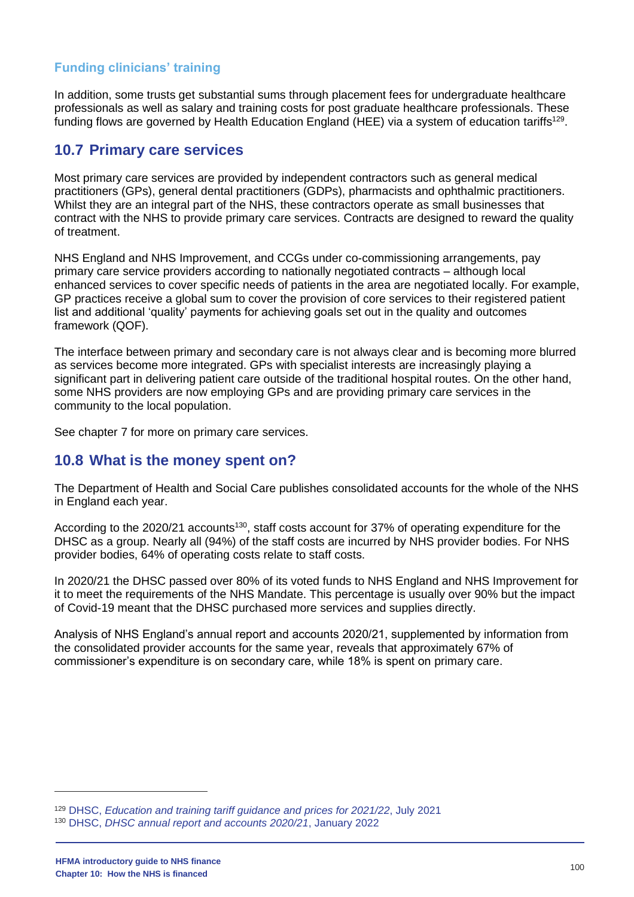### Funding clinicians' training

In addition, some trusts get substantial sums through placement fees for undergraduate healthcare professionals as well as salary and training costs for post graduate healthcare professionals. These funding flows are governed by Health Education England (HEE) via a system of education tariffs[129].

## 10.7 Primary care services

Most primary care services are provided by independent contractors such as general medical practitioners (GPs), general dental practitioners (GDPs), pharmacists and ophthalmic practitioners. Whilst they are an integral part of the NHS, these contractors operate as small businesses that contract with the NHS to provide primary care services. Contracts are designed to reward the quality of treatment.

NHS England and NHS Improvement, and CCGs under co-commissioning arrangements, pay primary care service providers according to nationally negotiated contracts – although local enhanced services to cover specific needs of patients in the area are negotiated locally. For example, GP practices receive a global sum to cover the provision of core services to their registered patient list and additional 'quality' payments for achieving goals set out in the quality and outcomes framework (QOF).

The interface between primary and secondary care is not always clear and is becoming more blurred as services become more integrated. GPs with specialist interests are increasingly playing a significant part in delivering patient care outside of the traditional hospital routes. On the other hand, some NHS providers are now employing GPs and are providing primary care services in the community to the local population.

See chapter 7 for more on primary care services.

## 10.8 What is the money spent on?

The Department of Health and Social Care publishes consolidated accounts for the whole of the NHS in England each year.

According to the 2020/21 accounts[130], staff costs account for 37% of operating expenditure for the DHSC as a group. Nearly all (94%) of the staff costs are incurred by NHS provider bodies. For NHS provider bodies, 64% of operating costs relate to staff costs.

In 2020/21 the DHSC passed over 80% of its voted funds to NHS England and NHS Improvement for it to meet the requirements of the NHS Mandate. This percentage is usually over 90% but the impact of Covid-19 meant that the DHSC purchased more services and supplies directly.

Analysis of NHS England's annual report and accounts 2020/21, supplemented by information from the consolidated provider accounts for the same year, reveals that approximately 67% of commissioner's expenditure is on secondary care, while 18% is spent on primary care.

---

[129] DHSC, *Education and training tariff guidance and prices for 2021/22*, July 2021

[130] DHSC, *DHSC annual report and accounts 2020/21*, January 2022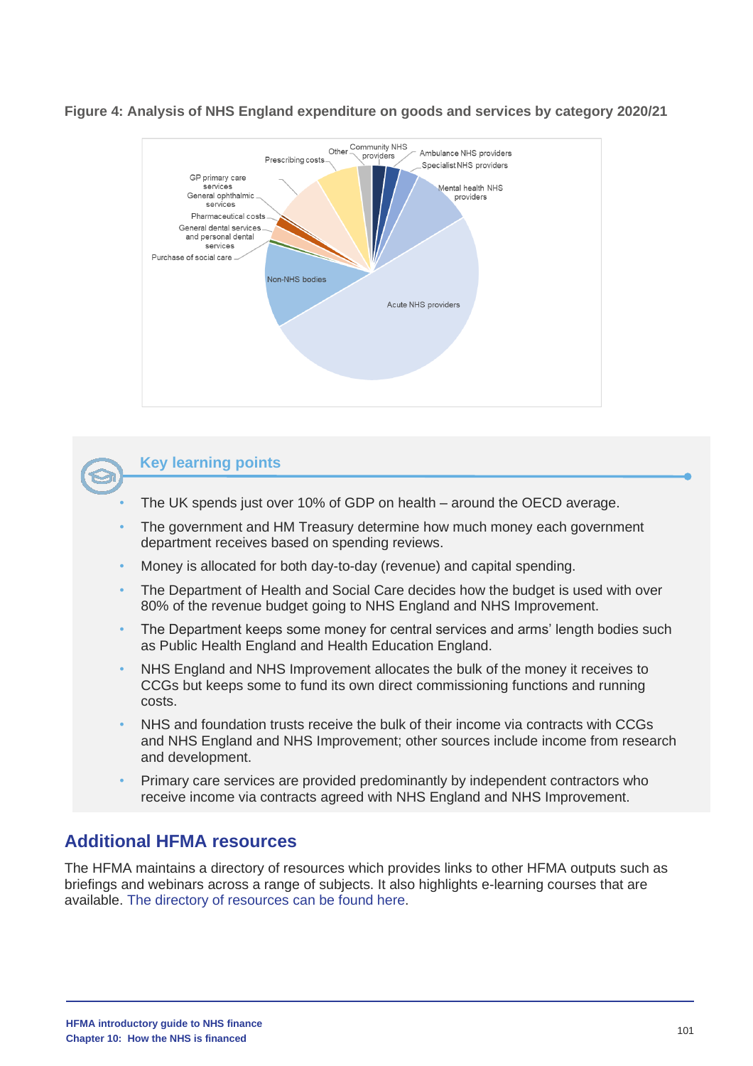**Figure 4: Analysis of NHS England expenditure on goods and services by category 2020/21**

Other
Community NHS providers
Ambulance NHS providers
Specialist NHS providers
Mental health NHS providers
Prescribing costs
GP primary care services
General ophthalmic services
Pharmaceutical costs
General dental services and personal dental services
Purchase of social care
Non-NHS bodies
Acute NHS providers

## Key learning points

- The UK spends just over 10% of GDP on health – around the OECD average.
- The government and HM Treasury determine how much money each government department receives based on spending reviews.
- Money is allocated for both day-to-day (revenue) and capital spending.
- The Department of Health and Social Care decides how the budget is used with over 80% of the revenue budget going to NHS England and NHS Improvement.
- The Department keeps some money for central services and arms' length bodies such as Public Health England and Health Education England.
- NHS England and NHS Improvement allocates the bulk of the money it receives to CCGs but keeps some to fund its own direct commissioning functions and running costs.
- NHS and foundation trusts receive the bulk of their income via contracts with CCGs and NHS England and NHS Improvement; other sources include income from research and development.
- Primary care services are provided predominantly by independent contractors who receive income via contracts agreed with NHS England and NHS Improvement.

## Additional HFMA resources

The HFMA maintains a directory of resources which provides links to other HFMA outputs such as briefings and webinars across a range of subjects. It also highlights e-learning courses that are available. The directory of resources can be found here.